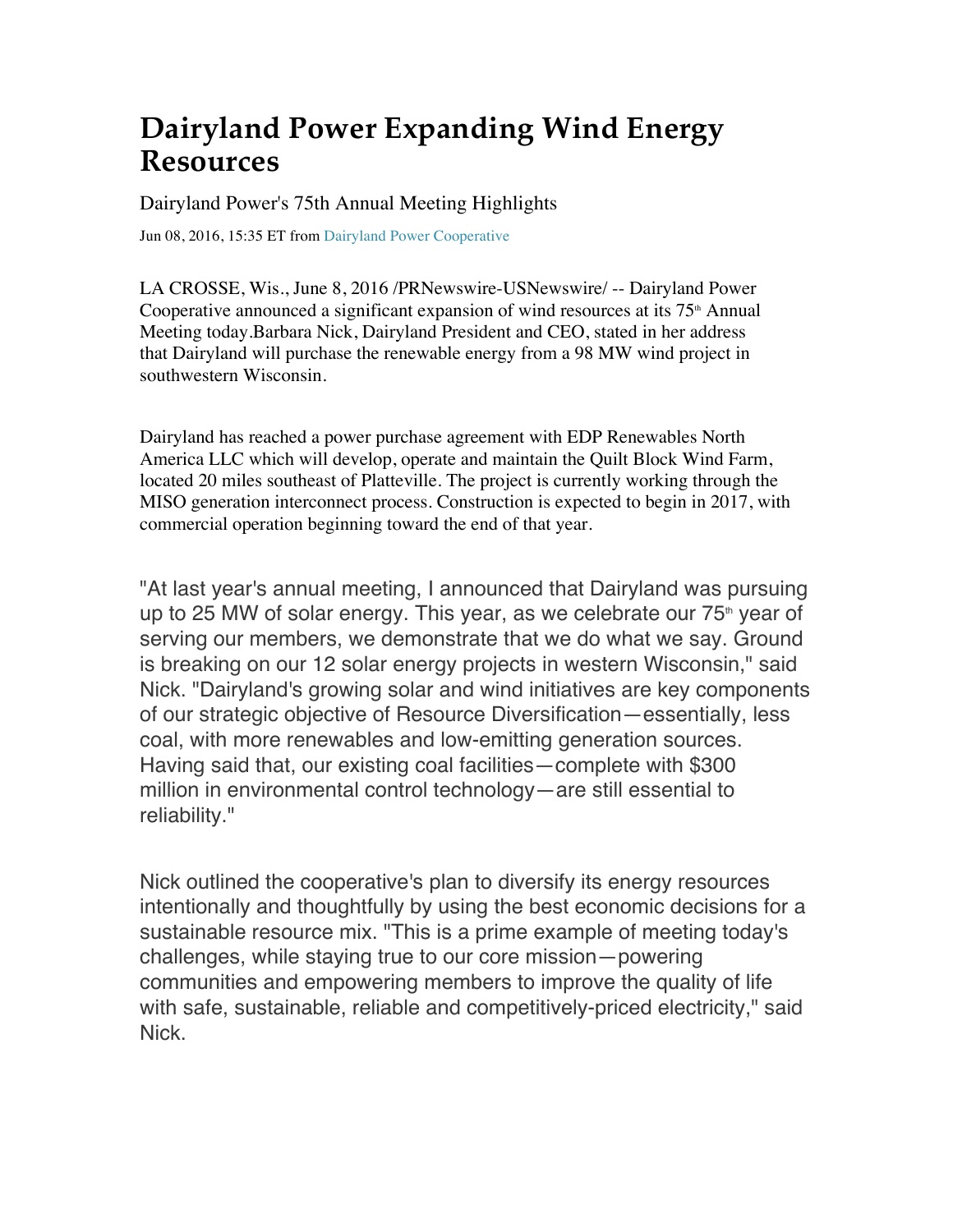# Dairyland Power Expanding Wind Energy Resources

Dairyland Power's 75th Annual Meeting Highlights

Jun 08, 2016, 15:35 ET from Dairyland Power Cooperative

LA CROSSE, Wis., June 8, 2016 /PRNewswire-USNewswire/ -- Dairyland Power Cooperative announced a significant expansion of wind resources at its 75th Annual Meeting today.Barbara Nick, Dairyland President and CEO, stated in her address that Dairyland will purchase the renewable energy from a 98 MW wind project in southwestern Wisconsin.

Dairyland has reached a power purchase agreement with EDP Renewables North America LLC which will develop, operate and maintain the Quilt Block Wind Farm, located 20 miles southeast of Platteville. The project is currently working through the MISO generation interconnect process. Construction is expected to begin in 2017, with commercial operation beginning toward the end of that year.

"At last year's annual meeting, I announced that Dairyland was pursuing up to 25 MW of solar energy. This year, as we celebrate our 75th year of serving our members, we demonstrate that we do what we say. Ground is breaking on our 12 solar energy projects in western Wisconsin," said Nick. "Dairyland's growing solar and wind initiatives are key components of our strategic objective of Resource Diversification—essentially, less coal, with more renewables and low-emitting generation sources. Having said that, our existing coal facilities—complete with $300 million in environmental control technology—are still essential to reliability."

Nick outlined the cooperative's plan to diversify its energy resources intentionally and thoughtfully by using the best economic decisions for a sustainable resource mix. "This is a prime example of meeting today's challenges, while staying true to our core mission—powering communities and empowering members to improve the quality of life with safe, sustainable, reliable and competitively-priced electricity," said Nick.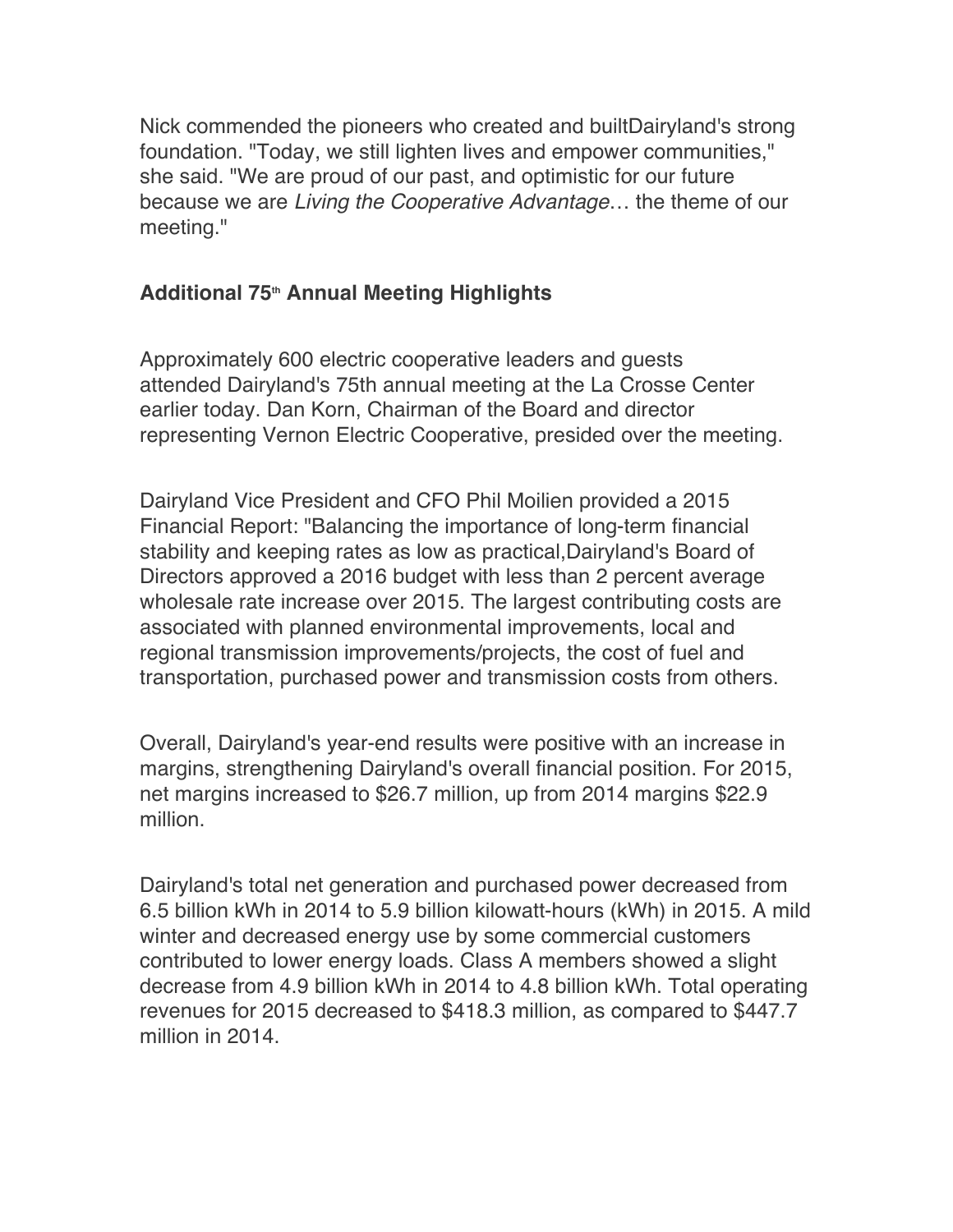Nick commended the pioneers who created and builtDairyland's strong foundation. "Today, we still lighten lives and empower communities," she said. "We are proud of our past, and optimistic for our future because we are *Living the Cooperative Advantage*… the theme of our meeting."

**Additional 75th Annual Meeting Highlights**

Approximately 600 electric cooperative leaders and guests attended Dairyland's 75th annual meeting at the La Crosse Center earlier today. Dan Korn, Chairman of the Board and director representing Vernon Electric Cooperative, presided over the meeting.

Dairyland Vice President and CFO Phil Moilien provided a 2015 Financial Report: "Balancing the importance of long-term financial stability and keeping rates as low as practical,Dairyland's Board of Directors approved a 2016 budget with less than 2 percent average wholesale rate increase over 2015. The largest contributing costs are associated with planned environmental improvements, local and regional transmission improvements/projects, the cost of fuel and transportation, purchased power and transmission costs from others.

Overall, Dairyland's year-end results were positive with an increase in margins, strengthening Dairyland's overall financial position. For 2015, net margins increased to $26.7 million, up from 2014 margins $22.9 million.

Dairyland's total net generation and purchased power decreased from 6.5 billion kWh in 2014 to 5.9 billion kilowatt-hours (kWh) in 2015. A mild winter and decreased energy use by some commercial customers contributed to lower energy loads. Class A members showed a slight decrease from 4.9 billion kWh in 2014 to 4.8 billion kWh. Total operating revenues for 2015 decreased to $418.3 million, as compared to $447.7 million in 2014.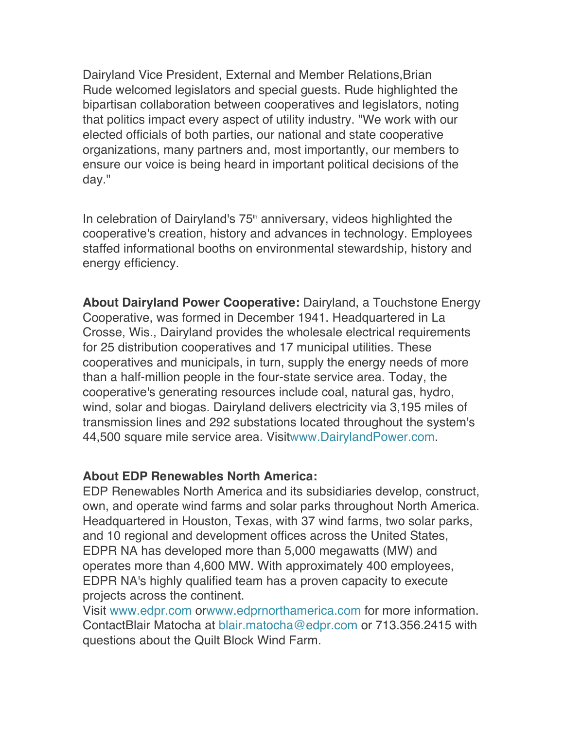Dairyland Vice President, External and Member Relations,Brian Rude welcomed legislators and special guests. Rude highlighted the bipartisan collaboration between cooperatives and legislators, noting that politics impact every aspect of utility industry. "We work with our elected officials of both parties, our national and state cooperative organizations, many partners and, most importantly, our members to ensure our voice is being heard in important political decisions of the day."

In celebration of Dairyland's 75th anniversary, videos highlighted the cooperative's creation, history and advances in technology. Employees staffed informational booths on environmental stewardship, history and energy efficiency.

**About Dairyland Power Cooperative:** Dairyland, a Touchstone Energy Cooperative, was formed in December 1941. Headquartered in La Crosse, Wis., Dairyland provides the wholesale electrical requirements for 25 distribution cooperatives and 17 municipal utilities. These cooperatives and municipals, in turn, supply the energy needs of more than a half-million people in the four-state service area. Today, the cooperative's generating resources include coal, natural gas, hydro, wind, solar and biogas. Dairyland delivers electricity via 3,195 miles of transmission lines and 292 substations located throughout the system's 44,500 square mile service area. Visitwww.DairylandPower.com.

**About EDP Renewables North America:**

EDP Renewables North America and its subsidiaries develop, construct, own, and operate wind farms and solar parks throughout North America. Headquartered in Houston, Texas, with 37 wind farms, two solar parks, and 10 regional and development offices across the United States, EDPR NA has developed more than 5,000 megawatts (MW) and operates more than 4,600 MW. With approximately 400 employees, EDPR NA's highly qualified team has a proven capacity to execute projects across the continent.

Visit www.edpr.com orwww.edprnorthamerica.com for more information. ContactBlair Matocha at blair.matocha@edpr.com or 713.356.2415 with questions about the Quilt Block Wind Farm.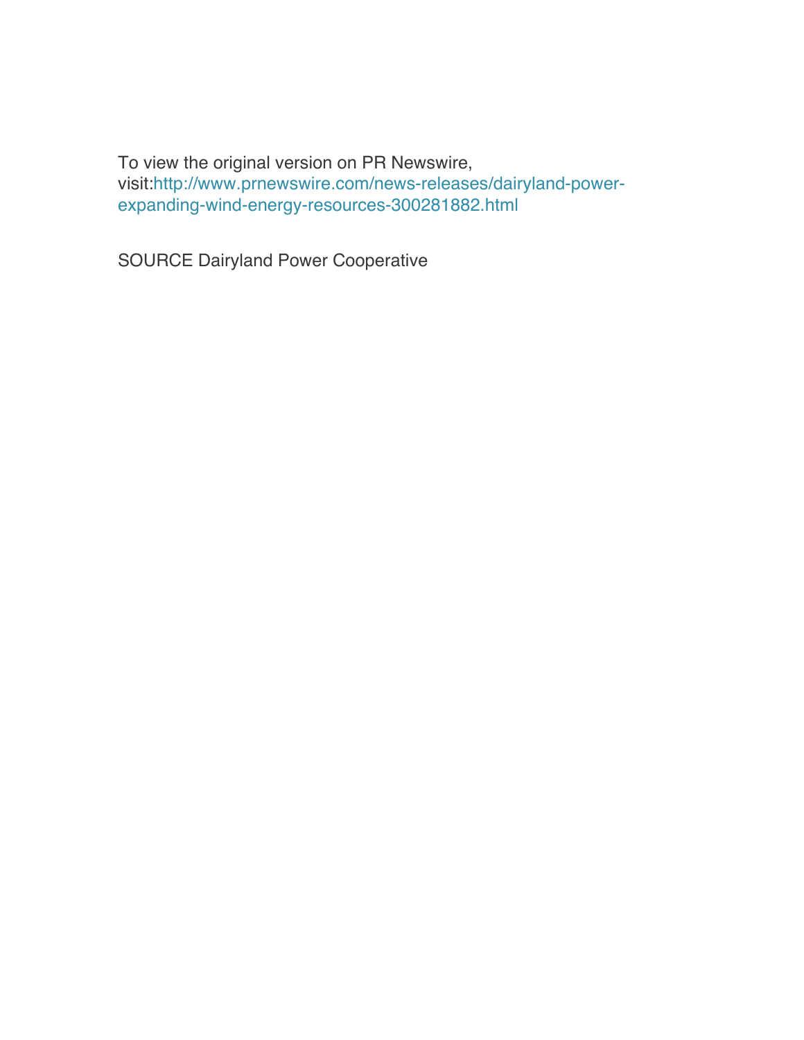To view the original version on PR Newswire, visit:http://www.prnewswire.com/news-releases/dairyland-power-expanding-wind-energy-resources-300281882.html

SOURCE Dairyland Power Cooperative